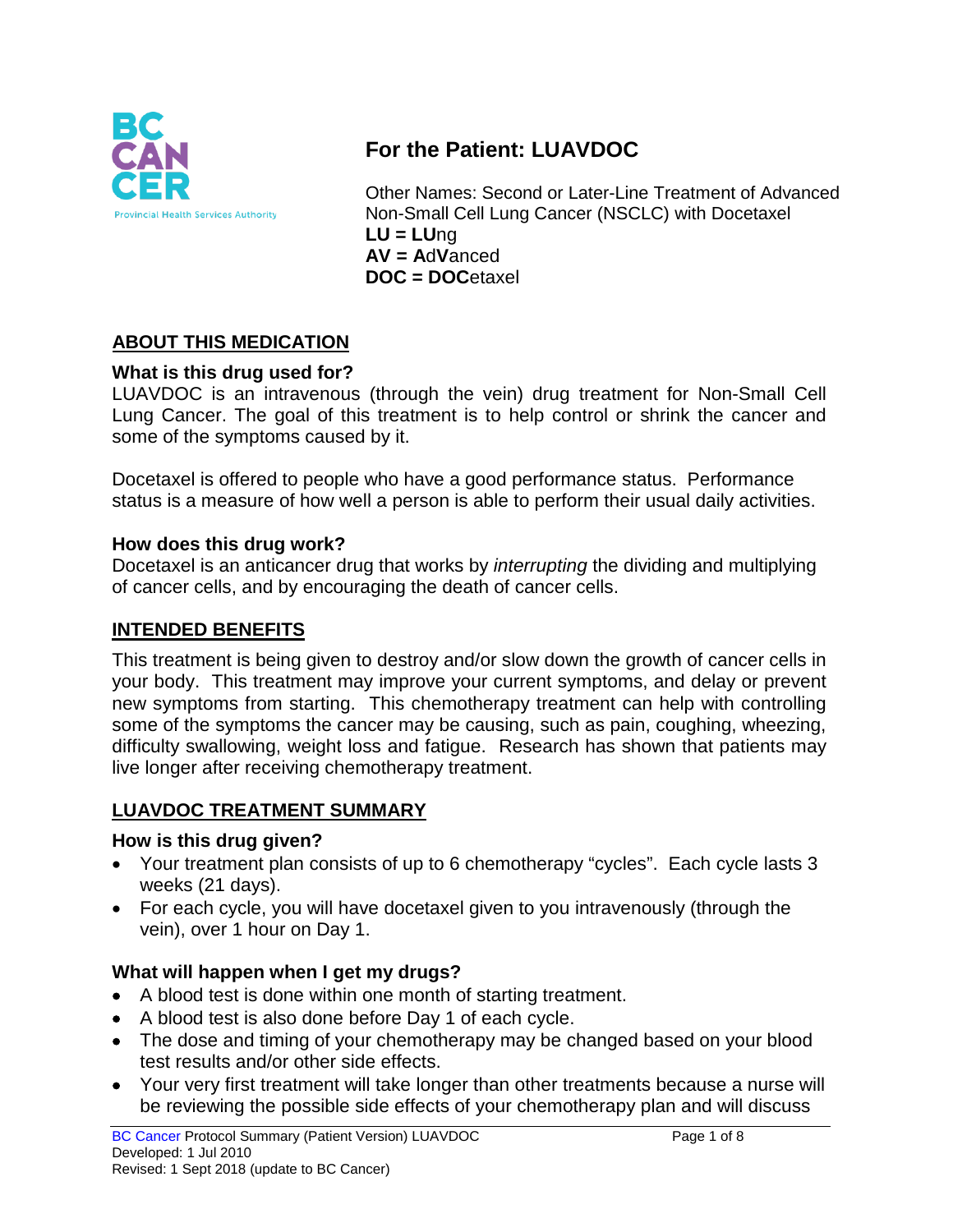# For the Patient: LUAVDOC

Other Names: Second or Later-Line Treatment of Advanced Non-Small Cell Lung Cancer (NSCLC) with Docetaxel
**LU = LU**ng
**AV = A**d**V**anced
**DOC = DOC**etaxel

## ABOUT THIS MEDICATION

### What is this drug used for?

LUAVDOC is an intravenous (through the vein) drug treatment for Non-Small Cell Lung Cancer. The goal of this treatment is to help control or shrink the cancer and some of the symptoms caused by it.

Docetaxel is offered to people who have a good performance status. Performance status is a measure of how well a person is able to perform their usual daily activities.

### How does this drug work?

Docetaxel is an anticancer drug that works by *interrupting* the dividing and multiplying of cancer cells, and by encouraging the death of cancer cells.

## INTENDED BENEFITS

This treatment is being given to destroy and/or slow down the growth of cancer cells in your body. This treatment may improve your current symptoms, and delay or prevent new symptoms from starting. This chemotherapy treatment can help with controlling some of the symptoms the cancer may be causing, such as pain, coughing, wheezing, difficulty swallowing, weight loss and fatigue. Research has shown that patients may live longer after receiving chemotherapy treatment.

## LUAVDOC TREATMENT SUMMARY

### How is this drug given?

- Your treatment plan consists of up to 6 chemotherapy "cycles". Each cycle lasts 3 weeks (21 days).
- For each cycle, you will have docetaxel given to you intravenously (through the vein), over 1 hour on Day 1.

### What will happen when I get my drugs?

- A blood test is done within one month of starting treatment.
- A blood test is also done before Day 1 of each cycle.
- The dose and timing of your chemotherapy may be changed based on your blood test results and/or other side effects.
- Your very first treatment will take longer than other treatments because a nurse will be reviewing the possible side effects of your chemotherapy plan and will discuss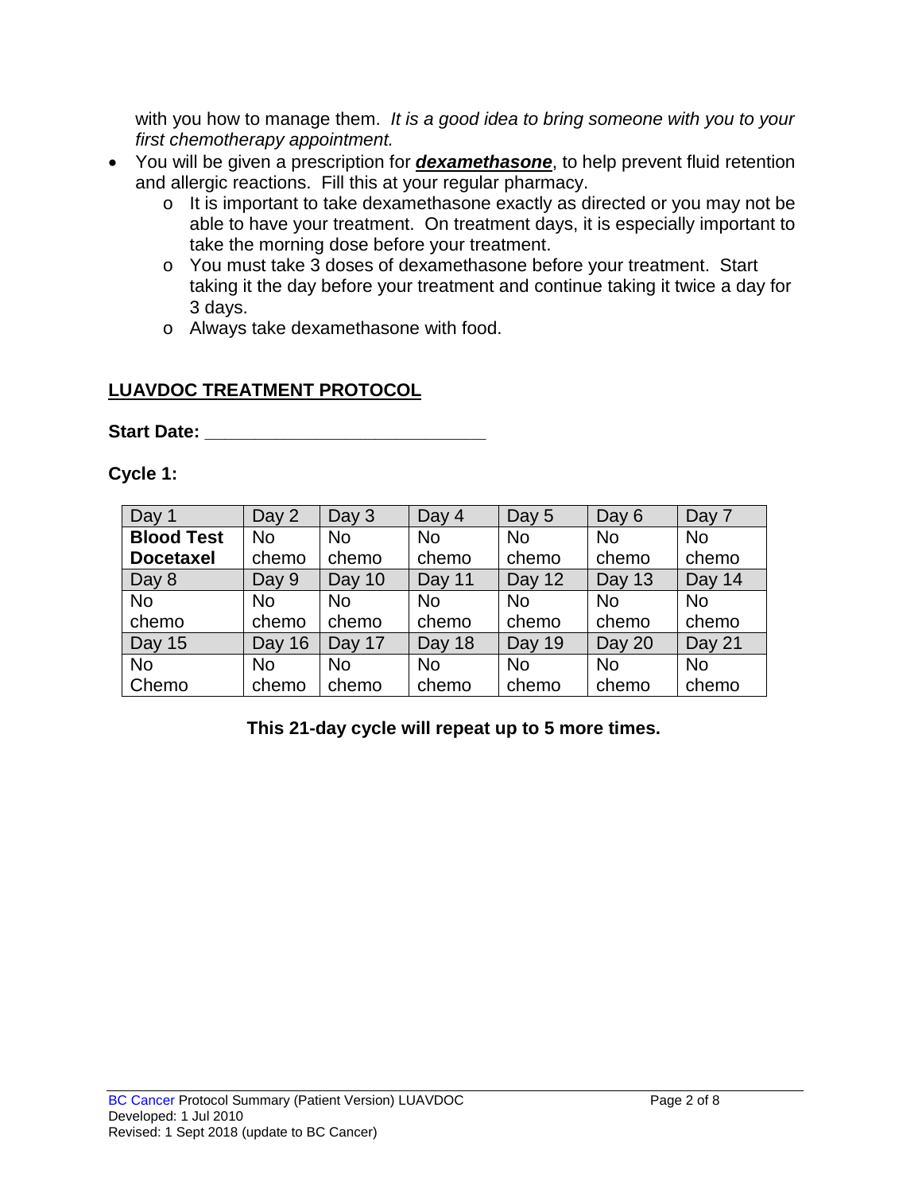with you how to manage them. *It is a good idea to bring someone with you to your first chemotherapy appointment.*

- You will be given a prescription for ***dexamethasone***, to help prevent fluid retention and allergic reactions. Fill this at your regular pharmacy.
    - It is important to take dexamethasone exactly as directed or you may not be able to have your treatment. On treatment days, it is especially important to take the morning dose before your treatment.
    - You must take 3 doses of dexamethasone before your treatment. Start taking it the day before your treatment and continue taking it twice a day for 3 days.
    - Always take dexamethasone with food.

## LUAVDOC TREATMENT PROTOCOL

**Start Date: ____________________________**

**Cycle 1:**

| Day 1 | Day 2 | Day 3 | Day 4 | Day 5 | Day 6 | Day 7 |
|---|---|---|---|---|---|---|
| **Blood Test Docetaxel** | No chemo | No chemo | No chemo | No chemo | No chemo | No chemo |
| Day 8 | Day 9 | Day 10 | Day 11 | Day 12 | Day 13 | Day 14 |
| No chemo | No chemo | No chemo | No chemo | No chemo | No chemo | No chemo |
| Day 15 | Day 16 | Day 17 | Day 18 | Day 19 | Day 20 | Day 21 |
| No Chemo | No chemo | No chemo | No chemo | No chemo | No chemo | No chemo |

**This 21-day cycle will repeat up to 5 more times.**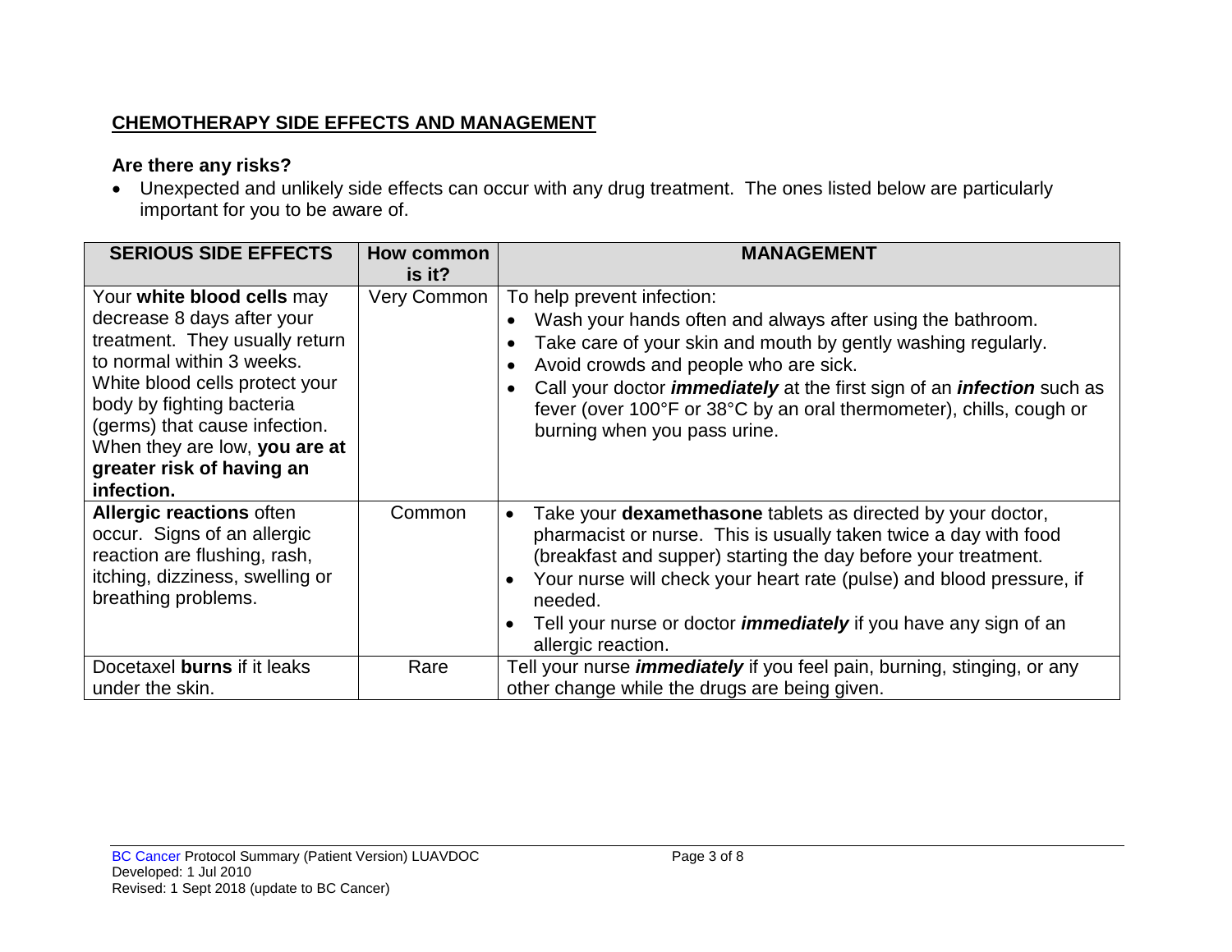## CHEMOTHERAPY SIDE EFFECTS AND MANAGEMENT

### Are there any risks?

- Unexpected and unlikely side effects can occur with any drug treatment. The ones listed below are particularly important for you to be aware of.

| SERIOUS SIDE EFFECTS | How common is it? | MANAGEMENT |
|---|---|---|
| Your **white blood cells** may decrease 8 days after your treatment. They usually return to normal within 3 weeks. White blood cells protect your body by fighting bacteria (germs) that cause infection. When they are low, **you are at greater risk of having an infection.** | Very Common | To help prevent infection:<br>• Wash your hands often and always after using the bathroom.<br>• Take care of your skin and mouth by gently washing regularly.<br>• Avoid crowds and people who are sick.<br>• Call your doctor ***immediately*** at the first sign of an ***infection*** such as fever (over 100°F or 38°C by an oral thermometer), chills, cough or burning when you pass urine. |
| **Allergic reactions** often occur. Signs of an allergic reaction are flushing, rash, itching, dizziness, swelling or breathing problems. | Common | • Take your **dexamethasone** tablets as directed by your doctor, pharmacist or nurse. This is usually taken twice a day with food (breakfast and supper) starting the day before your treatment.<br>• Your nurse will check your heart rate (pulse) and blood pressure, if needed.<br>• Tell your nurse or doctor ***immediately*** if you have any sign of an allergic reaction. |
| Docetaxel **burns** if it leaks under the skin. | Rare | Tell your nurse ***immediately*** if you feel pain, burning, stinging, or any other change while the drugs are being given. |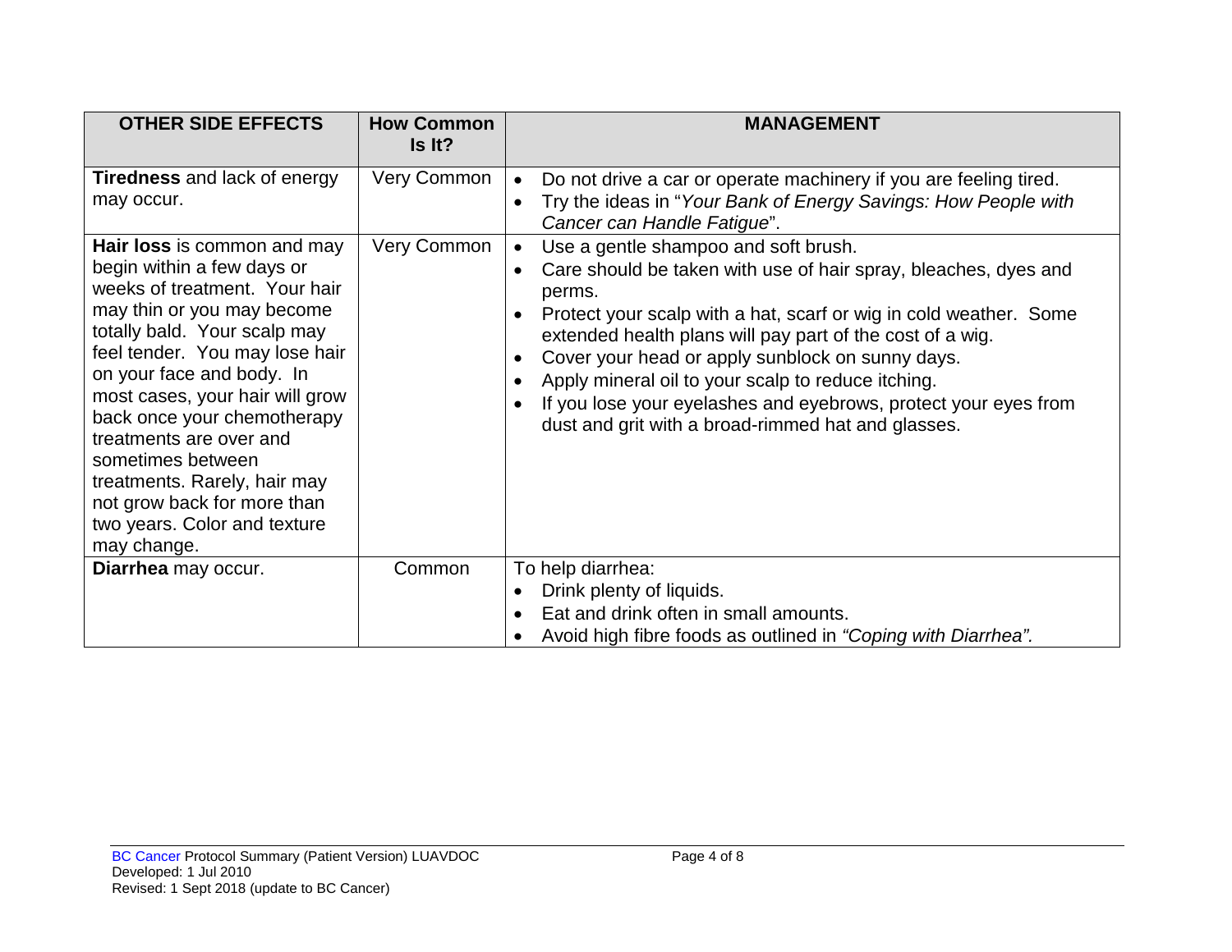| OTHER SIDE EFFECTS | How Common Is It? | MANAGEMENT |
| --- | --- | --- |
| **Tiredness** and lack of energy may occur. | Very Common | • Do not drive a car or operate machinery if you are feeling tired.<br>• Try the ideas in "*Your Bank of Energy Savings: How People with Cancer can Handle Fatigue*". |
| **Hair loss** is common and may begin within a few days or weeks of treatment. Your hair may thin or you may become totally bald. Your scalp may feel tender. You may lose hair on your face and body. In most cases, your hair will grow back once your chemotherapy treatments are over and sometimes between treatments. Rarely, hair may not grow back for more than two years. Color and texture may change. | Very Common | • Use a gentle shampoo and soft brush.<br>• Care should be taken with use of hair spray, bleaches, dyes and perms.<br>• Protect your scalp with a hat, scarf or wig in cold weather. Some extended health plans will pay part of the cost of a wig.<br>• Cover your head or apply sunblock on sunny days.<br>• Apply mineral oil to your scalp to reduce itching.<br>• If you lose your eyelashes and eyebrows, protect your eyes from dust and grit with a broad-rimmed hat and glasses. |
| **Diarrhea** may occur. | Common | To help diarrhea:<br>• Drink plenty of liquids.<br>• Eat and drink often in small amounts.<br>• Avoid high fibre foods as outlined in *"Coping with Diarrhea".* |

BC Cancer Protocol Summary (Patient Version) LUAVDOC
Developed: 1 Jul 2010
Revised: 1 Sept 2018 (update to BC Cancer)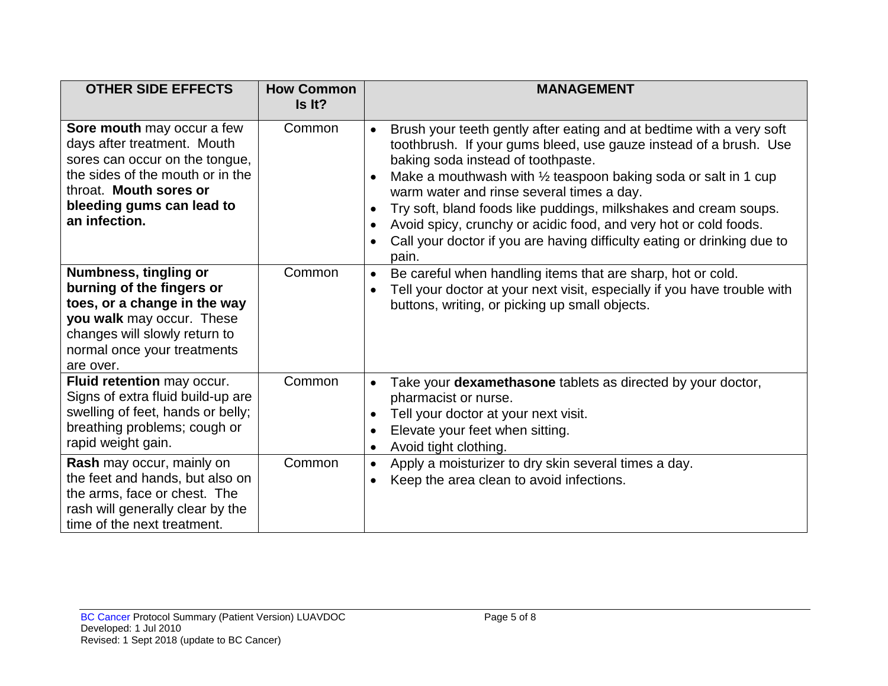| OTHER SIDE EFFECTS | How Common Is It? | MANAGEMENT |
|---|---|---|
| **Sore mouth** may occur a few days after treatment. Mouth sores can occur on the tongue, the sides of the mouth or in the throat. **Mouth sores or bleeding gums can lead to an infection.** | Common | • Brush your teeth gently after eating and at bedtime with a very soft toothbrush. If your gums bleed, use gauze instead of a brush. Use baking soda instead of toothpaste.<br>• Make a mouthwash with ½ teaspoon baking soda or salt in 1 cup warm water and rinse several times a day.<br>• Try soft, bland foods like puddings, milkshakes and cream soups.<br>• Avoid spicy, crunchy or acidic food, and very hot or cold foods.<br>• Call your doctor if you are having difficulty eating or drinking due to pain. |
| **Numbness, tingling or burning of the fingers or toes, or a change in the way you walk** may occur. These changes will slowly return to normal once your treatments are over. | Common | • Be careful when handling items that are sharp, hot or cold.<br>• Tell your doctor at your next visit, especially if you have trouble with buttons, writing, or picking up small objects. |
| **Fluid retention** may occur. Signs of extra fluid build-up are swelling of feet, hands or belly; breathing problems; cough or rapid weight gain. | Common | • Take your **dexamethasone** tablets as directed by your doctor, pharmacist or nurse.<br>• Tell your doctor at your next visit.<br>• Elevate your feet when sitting.<br>• Avoid tight clothing. |
| **Rash** may occur, mainly on the feet and hands, but also on the arms, face or chest. The rash will generally clear by the time of the next treatment. | Common | • Apply a moisturizer to dry skin several times a day.<br>• Keep the area clean to avoid infections. |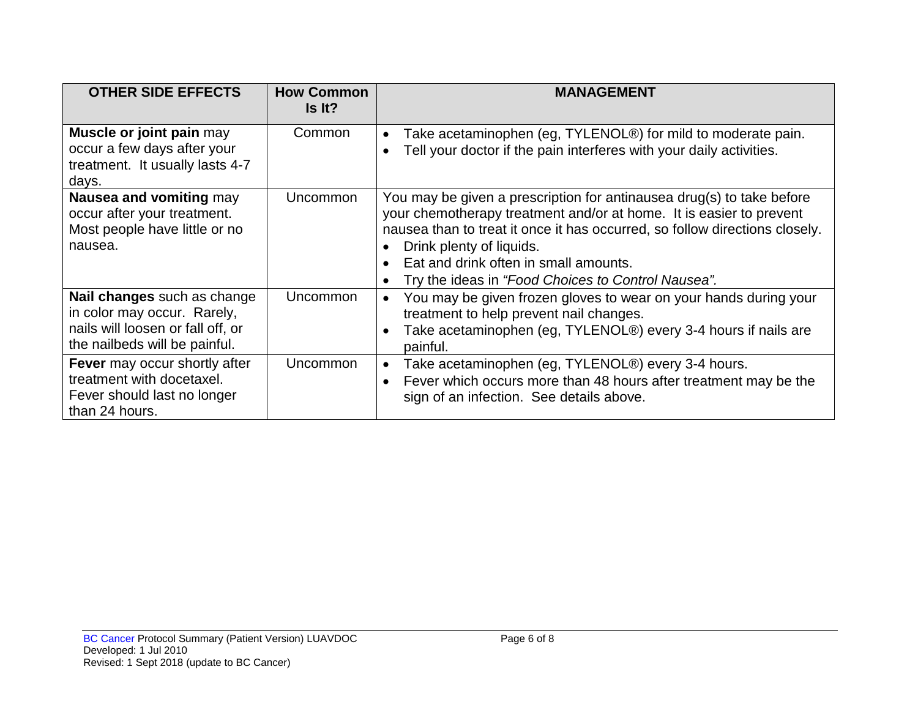| OTHER SIDE EFFECTS | How Common Is It? | MANAGEMENT |
|---|---|---|
| **Muscle or joint pain** may occur a few days after your treatment. It usually lasts 4-7 days. | Common | • Take acetaminophen (eg, TYLENOL®) for mild to moderate pain.<br>• Tell your doctor if the pain interferes with your daily activities. |
| **Nausea and vomiting** may occur after your treatment. Most people have little or no nausea. | Uncommon | You may be given a prescription for antinausea drug(s) to take before your chemotherapy treatment and/or at home. It is easier to prevent nausea than to treat it once it has occurred, so follow directions closely.<br>• Drink plenty of liquids.<br>• Eat and drink often in small amounts.<br>• Try the ideas in *"Food Choices to Control Nausea"*. |
| **Nail changes** such as change in color may occur. Rarely, nails will loosen or fall off, or the nailbeds will be painful. | Uncommon | • You may be given frozen gloves to wear on your hands during your treatment to help prevent nail changes.<br>• Take acetaminophen (eg, TYLENOL®) every 3-4 hours if nails are painful. |
| **Fever** may occur shortly after treatment with docetaxel. Fever should last no longer than 24 hours. | Uncommon | • Take acetaminophen (eg, TYLENOL®) every 3-4 hours.<br>• Fever which occurs more than 48 hours after treatment may be the sign of an infection. See details above. |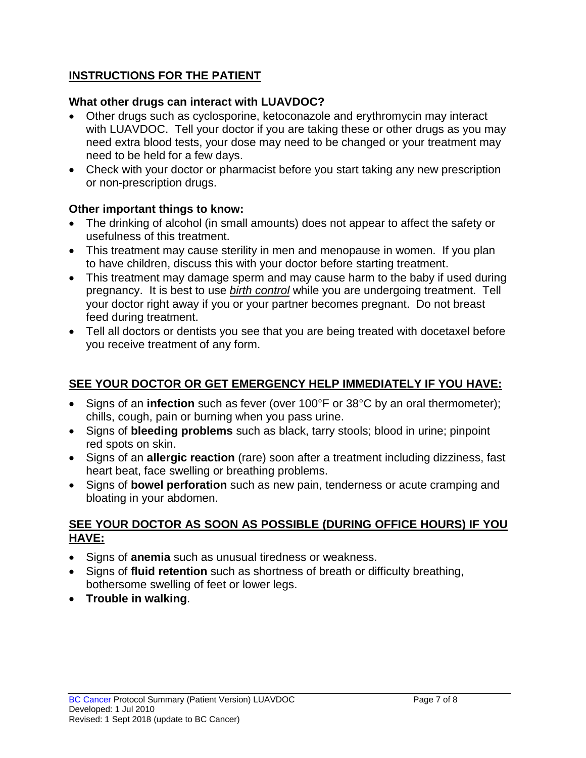## INSTRUCTIONS FOR THE PATIENT

### What other drugs can interact with LUAVDOC?

- Other drugs such as cyclosporine, ketoconazole and erythromycin may interact with LUAVDOC. Tell your doctor if you are taking these or other drugs as you may need extra blood tests, your dose may need to be changed or your treatment may need to be held for a few days.
- Check with your doctor or pharmacist before you start taking any new prescription or non-prescription drugs.

### Other important things to know:

- The drinking of alcohol (in small amounts) does not appear to affect the safety or usefulness of this treatment.
- This treatment may cause sterility in men and menopause in women. If you plan to have children, discuss this with your doctor before starting treatment.
- This treatment may damage sperm and may cause harm to the baby if used during pregnancy. It is best to use *birth control* while you are undergoing treatment. Tell your doctor right away if you or your partner becomes pregnant. Do not breast feed during treatment.
- Tell all doctors or dentists you see that you are being treated with docetaxel before you receive treatment of any form.

## SEE YOUR DOCTOR OR GET EMERGENCY HELP IMMEDIATELY IF YOU HAVE:

- Signs of an **infection** such as fever (over 100°F or 38°C by an oral thermometer); chills, cough, pain or burning when you pass urine.
- Signs of **bleeding problems** such as black, tarry stools; blood in urine; pinpoint red spots on skin.
- Signs of an **allergic reaction** (rare) soon after a treatment including dizziness, fast heart beat, face swelling or breathing problems.
- Signs of **bowel perforation** such as new pain, tenderness or acute cramping and bloating in your abdomen.

## SEE YOUR DOCTOR AS SOON AS POSSIBLE (DURING OFFICE HOURS) IF YOU HAVE:

- Signs of **anemia** such as unusual tiredness or weakness.
- Signs of **fluid retention** such as shortness of breath or difficulty breathing, bothersome swelling of feet or lower legs.
- **Trouble in walking**.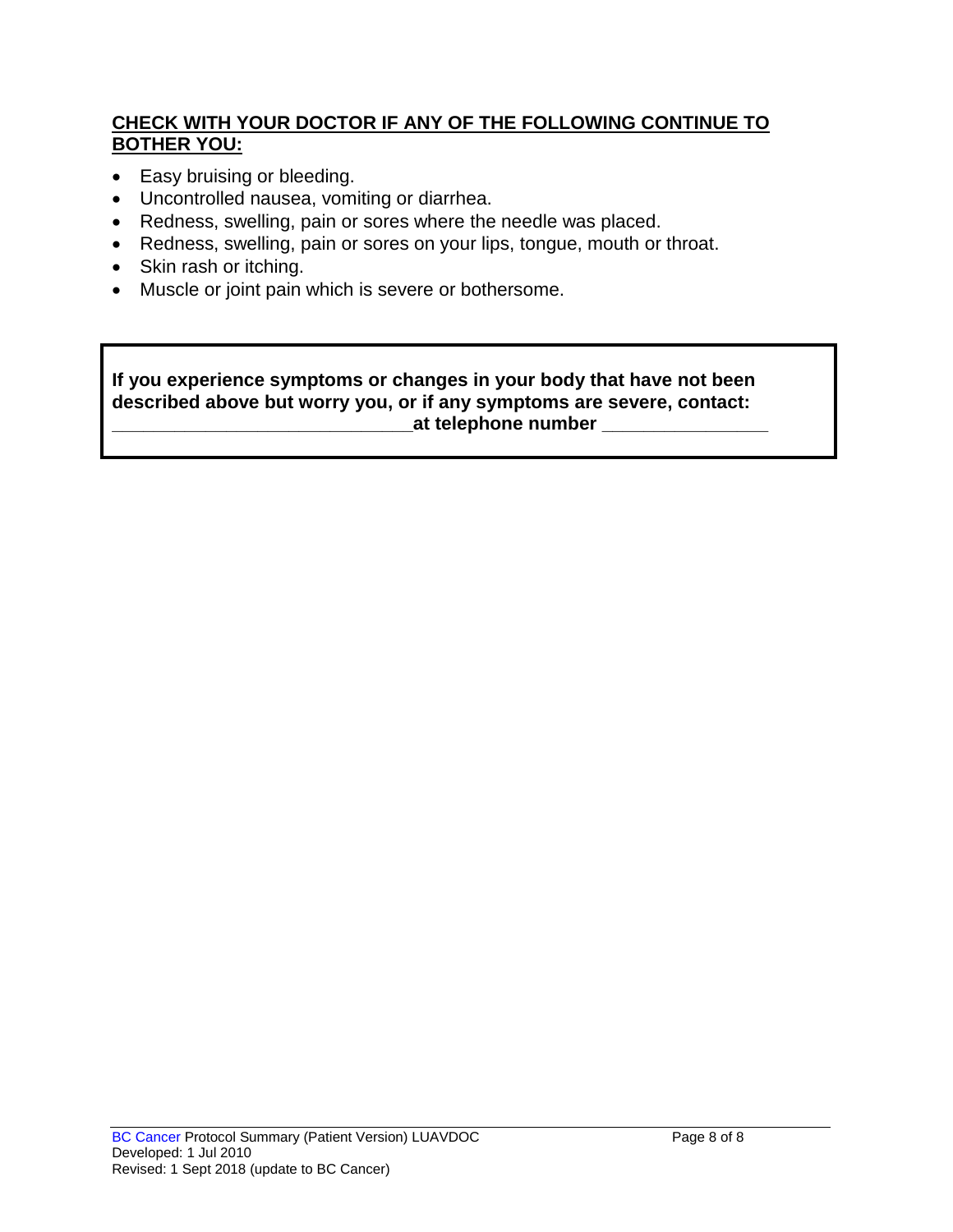**<u>CHECK WITH YOUR DOCTOR IF ANY OF THE FOLLOWING CONTINUE TO BOTHER YOU:</u>**

- Easy bruising or bleeding.
- Uncontrolled nausea, vomiting or diarrhea.
- Redness, swelling, pain or sores where the needle was placed.
- Redness, swelling, pain or sores on your lips, tongue, mouth or throat.
- Skin rash or itching.
- Muscle or joint pain which is severe or bothersome.

**If you experience symptoms or changes in your body that have not been described above but worry you, or if any symptoms are severe, contact: _____________________________at telephone number ________________**